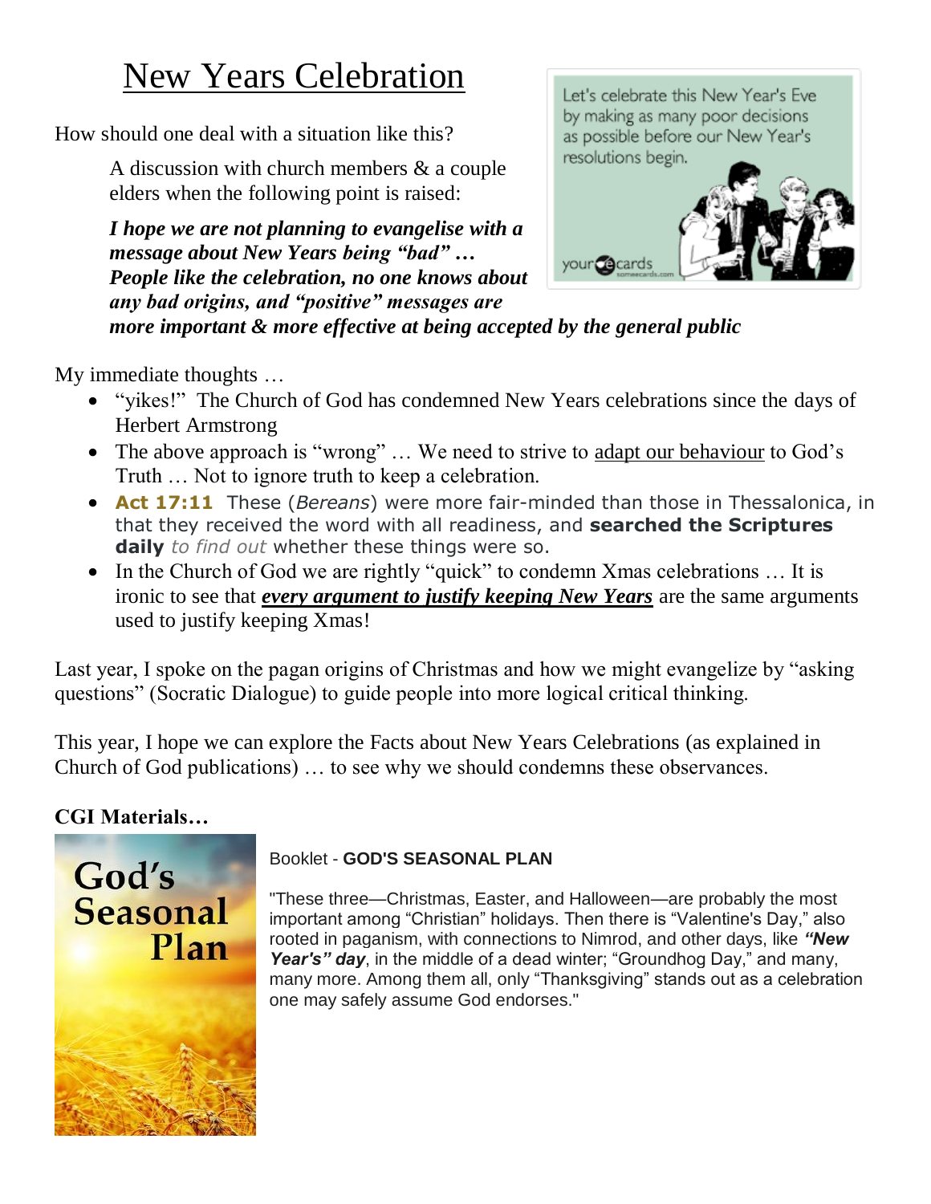# New Years Celebration

How should one deal with a situation like this?

> A discussion with church members & a couple elders when the following point is raised:
>
> ***I hope we are not planning to evangelise with a message about New Years being "bad" … People like the celebration, no one knows about any bad origins, and "positive" messages are more important & more effective at being accepted by the general public***

My immediate thoughts …

- "yikes!" The Church of God has condemned New Years celebrations since the days of Herbert Armstrong
- The above approach is "wrong" … We need to strive to adapt our behaviour to God's Truth … Not to ignore truth to keep a celebration.
- **Act 17:11** These (*Bereans*) were more fair-minded than those in Thessalonica, in that they received the word with all readiness, and **searched the Scriptures daily** *to find out* whether these things were so.
- In the Church of God we are rightly "quick" to condemn Xmas celebrations … It is ironic to see that ***every argument to justify keeping New Years*** are the same arguments used to justify keeping Xmas!

Last year, I spoke on the pagan origins of Christmas and how we might evangelize by "asking questions" (Socratic Dialogue) to guide people into more logical critical thinking.

This year, I hope we can explore the Facts about New Years Celebrations (as explained in Church of God publications) … to see why we should condemns these observances.

**CGI Materials…**

Booklet - **GOD'S SEASONAL PLAN**

"These three—Christmas, Easter, and Halloween—are probably the most important among "Christian" holidays. Then there is "Valentine's Day," also rooted in paganism, with connections to Nimrod, and other days, like ***"New Year's" day***, in the middle of a dead winter; "Groundhog Day," and many, many more. Among them all, only "Thanksgiving" stands out as a celebration one may safely assume God endorses."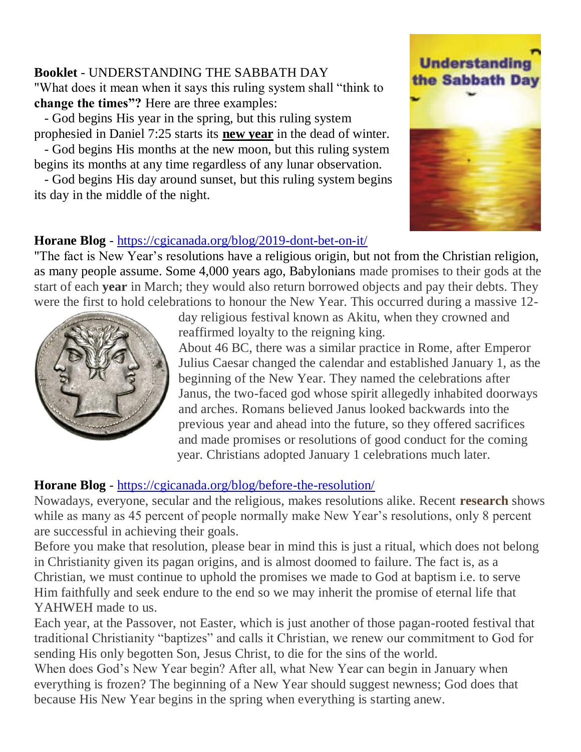**Booklet** - UNDERSTANDING THE SABBATH DAY

"What does it mean when it says this ruling system shall "think to **change the times"?** Here are three examples:

- God begins His year in the spring, but this ruling system prophesied in Daniel 7:25 starts its **new year** in the dead of winter.
- God begins His months at the new moon, but this ruling system begins its months at any time regardless of any lunar observation.
- God begins His day around sunset, but this ruling system begins its day in the middle of the night.

**Horane Blog** - https://cgicanada.org/blog/2019-dont-bet-on-it/

"The fact is New Year's resolutions have a religious origin, but not from the Christian religion, as many people assume. Some 4,000 years ago, Babylonians made promises to their gods at the start of each **year** in March; they would also return borrowed objects and pay their debts. They were the first to hold celebrations to honour the New Year. This occurred during a massive 12-day religious festival known as Akitu, when they crowned and reaffirmed loyalty to the reigning king.

About 46 BC, there was a similar practice in Rome, after Emperor Julius Caesar changed the calendar and established January 1, as the beginning of the New Year. They named the celebrations after Janus, the two-faced god whose spirit allegedly inhabited doorways and arches. Romans believed Janus looked backwards into the previous year and ahead into the future, so they offered sacrifices and made promises or resolutions of good conduct for the coming year. Christians adopted January 1 celebrations much later.

**Horane Blog** - https://cgicanada.org/blog/before-the-resolution/

Nowadays, everyone, secular and the religious, makes resolutions alike. Recent **research** shows while as many as 45 percent of people normally make New Year's resolutions, only 8 percent are successful in achieving their goals.

Before you make that resolution, please bear in mind this is just a ritual, which does not belong in Christianity given its pagan origins, and is almost doomed to failure. The fact is, as a Christian, we must continue to uphold the promises we made to God at baptism i.e. to serve Him faithfully and seek endure to the end so we may inherit the promise of eternal life that YAHWEH made to us.

Each year, at the Passover, not Easter, which is just another of those pagan-rooted festival that traditional Christianity "baptizes" and calls it Christian, we renew our commitment to God for sending His only begotten Son, Jesus Christ, to die for the sins of the world.

When does God's New Year begin? After all, what New Year can begin in January when everything is frozen? The beginning of a New Year should suggest newness; God does that because His New Year begins in the spring when everything is starting anew.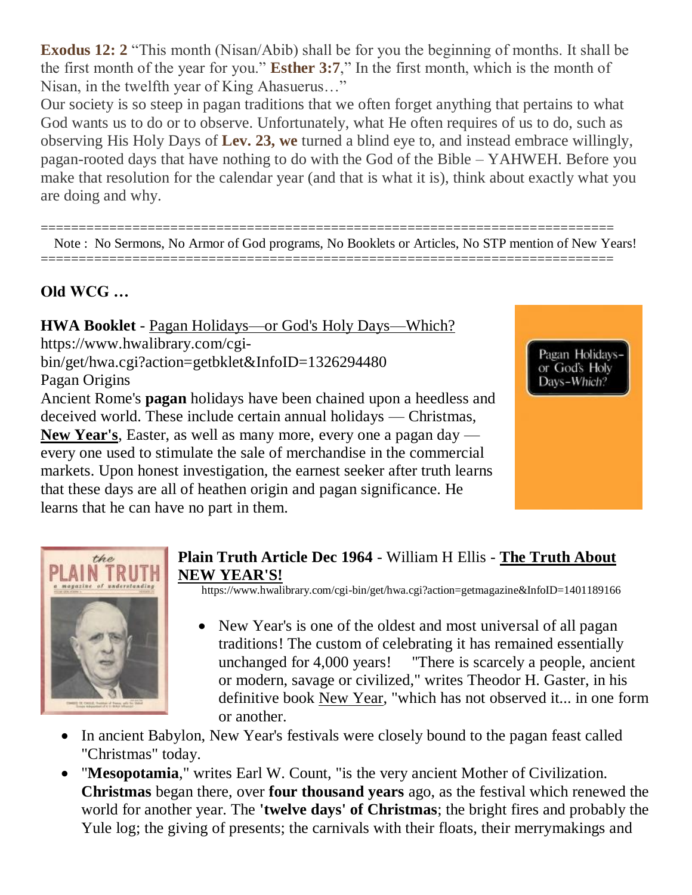**Exodus 12: 2** “This month (Nisan/Abib) shall be for you the beginning of months. It shall be the first month of the year for you.” **Esther 3:7**,” In the first month, which is the month of Nisan, in the twelfth year of King Ahasuerus…”

Our society is so steep in pagan traditions that we often forget anything that pertains to what God wants us to do or to observe. Unfortunately, what He often requires of us to do, such as observing His Holy Days of **Lev. 23, we** turned a blind eye to, and instead embrace willingly, pagan-rooted days that have nothing to do with the God of the Bible – YAHWEH. Before you make that resolution for the calendar year (and that is what it is), think about exactly what you are doing and why.

===========================================================================

Note : No Sermons, No Armor of God programs, No Booklets or Articles, No STP mention of New Years!

===========================================================================

**Old WCG …**

**HWA Booklet** - Pagan Holidays—or God's Holy Days—Which?
https://www.hwalibrary.com/cgi-bin/get/hwa.cgi?action=getbklet&InfoID=1326294480

Pagan Origins

Ancient Rome's **pagan** holidays have been chained upon a heedless and deceived world. These include certain annual holidays — Christmas, **New Year's**, Easter, as well as many more, every one a pagan day — every one used to stimulate the sale of merchandise in the commercial markets. Upon honest investigation, the earnest seeker after truth learns that these days are all of heathen origin and pagan significance. He learns that he can have no part in them.

**Plain Truth Article Dec 1964** - William H Ellis - **The Truth About NEW YEAR'S!**
https://www.hwalibrary.com/cgi-bin/get/hwa.cgi?action=getmagazine&InfoID=1401189166

- New Year's is one of the oldest and most universal of all pagan traditions! The custom of celebrating it has remained essentially unchanged for 4,000 years! "There is scarcely a people, ancient or modern, savage or civilized," writes Theodor H. Gaster, in his definitive book New Year, "which has not observed it... in one form or another.
- In ancient Babylon, New Year's festivals were closely bound to the pagan feast called "Christmas" today.
- "**Mesopotamia**," writes Earl W. Count, "is the very ancient Mother of Civilization. **Christmas** began there, over **four thousand years** ago, as the festival which renewed the world for another year. The **'twelve days' of Christmas**; the bright fires and probably the Yule log; the giving of presents; the carnivals with their floats, their merrymakings and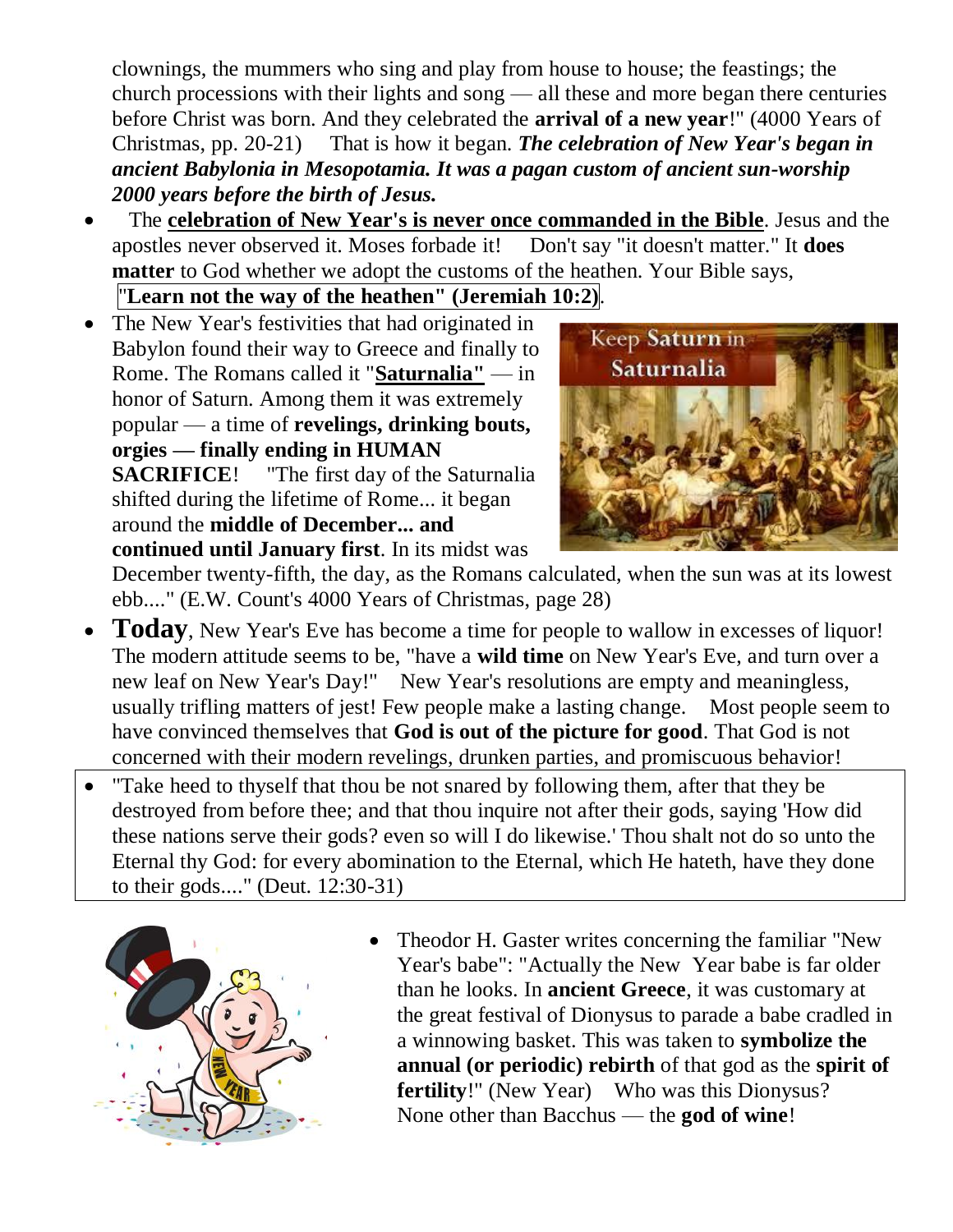clownings, the mummers who sing and play from house to house; the feastings; the church processions with their lights and song — all these and more began there centuries before Christ was born. And they celebrated the **arrival of a new year**!" (4000 Years of Christmas, pp. 20-21) That is how it began. ***The celebration of New Year's began in ancient Babylonia in Mesopotamia. It was a pagan custom of ancient sun-worship 2000 years before the birth of Jesus.***

- The **celebration of New Year's is never once commanded in the Bible**. Jesus and the apostles never observed it. Moses forbade it! Don't say "it doesn't matter." It **does matter** to God whether we adopt the customs of the heathen. Your Bible says, "**Learn not the way of the heathen" (Jeremiah 10:2)**.
- The New Year's festivities that had originated in Babylon found their way to Greece and finally to Rome. The Romans called it "**Saturnalia"** — in honor of Saturn. Among them it was extremely popular — a time of **revelings, drinking bouts, orgies — finally ending in HUMAN SACRIFICE**! "The first day of the Saturnalia shifted during the lifetime of Rome... it began around the **middle of December... and continued until January first**. In its midst was December twenty-fifth, the day, as the Romans calculated, when the sun was at its lowest ebb...." (E.W. Count's 4000 Years of Christmas, page 28)
- **Today**, New Year's Eve has become a time for people to wallow in excesses of liquor! The modern attitude seems to be, "have a **wild time** on New Year's Eve, and turn over a new leaf on New Year's Day!" New Year's resolutions are empty and meaningless, usually trifling matters of jest! Few people make a lasting change. Most people seem to have convinced themselves that **God is out of the picture for good**. That God is not concerned with their modern revelings, drunken parties, and promiscuous behavior!
- "Take heed to thyself that thou be not snared by following them, after that they be destroyed from before thee; and that thou inquire not after their gods, saying 'How did these nations serve their gods? even so will I do likewise.' Thou shalt not do so unto the Eternal thy God: for every abomination to the Eternal, which He hateth, have they done to their gods...." (Deut. 12:30-31)
- Theodor H. Gaster writes concerning the familiar "New Year's babe": "Actually the New Year babe is far older than he looks. In **ancient Greece**, it was customary at the great festival of Dionysus to parade a babe cradled in a winnowing basket. This was taken to **symbolize the annual (or periodic) rebirth** of that god as the **spirit of fertility**!" (New Year) Who was this Dionysus? None other than Bacchus — the **god of wine**!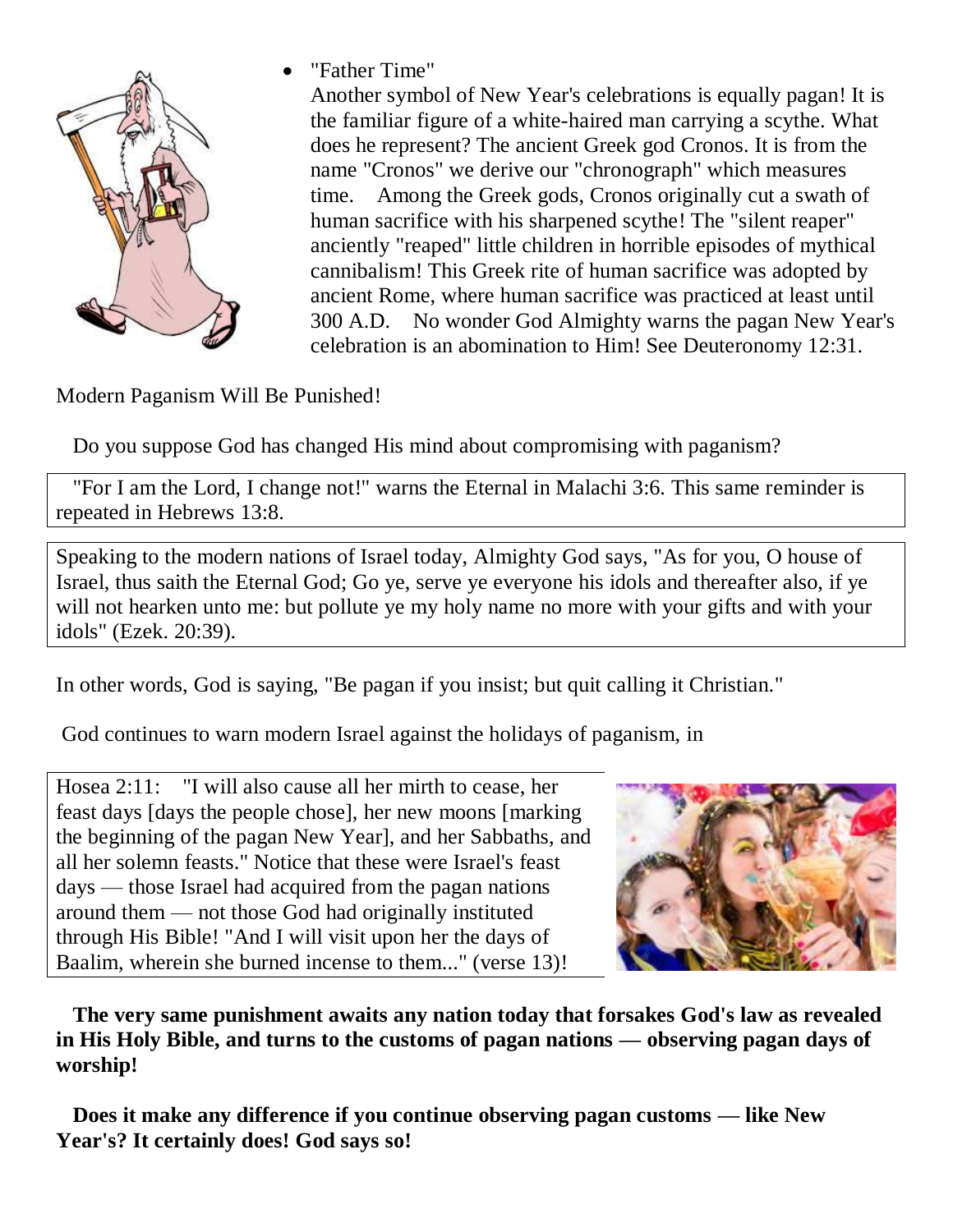- "Father Time"

  Another symbol of New Year's celebrations is equally pagan! It is the familiar figure of a white-haired man carrying a scythe. What does he represent? The ancient Greek god Cronos. It is from the name "Cronos" we derive our "chronograph" which measures time. Among the Greek gods, Cronos originally cut a swath of human sacrifice with his sharpened scythe! The "silent reaper" anciently "reaped" little children in horrible episodes of mythical cannibalism! This Greek rite of human sacrifice was adopted by ancient Rome, where human sacrifice was practiced at least until 300 A.D. No wonder God Almighty warns the pagan New Year's celebration is an abomination to Him! See Deuteronomy 12:31.

Modern Paganism Will Be Punished!

Do you suppose God has changed His mind about compromising with paganism?

"For I am the Lord, I change not!" warns the Eternal in Malachi 3:6. This same reminder is repeated in Hebrews 13:8.

Speaking to the modern nations of Israel today, Almighty God says, "As for you, O house of Israel, thus saith the Eternal God; Go ye, serve ye everyone his idols and thereafter also, if ye will not hearken unto me: but pollute ye my holy name no more with your gifts and with your idols" (Ezek. 20:39).

In other words, God is saying, "Be pagan if you insist; but quit calling it Christian."

God continues to warn modern Israel against the holidays of paganism, in

Hosea 2:11: "I will also cause all her mirth to cease, her feast days [days the people chose], her new moons [marking the beginning of the pagan New Year], and her Sabbaths, and all her solemn feasts." Notice that these were Israel's feast days — those Israel had acquired from the pagan nations around them — not those God had originally instituted through His Bible! "And I will visit upon her the days of Baalim, wherein she burned incense to them..." (verse 13)!

**The very same punishment awaits any nation today that forsakes God's law as revealed in His Holy Bible, and turns to the customs of pagan nations — observing pagan days of worship!**

**Does it make any difference if you continue observing pagan customs — like New Year's? It certainly does! God says so!**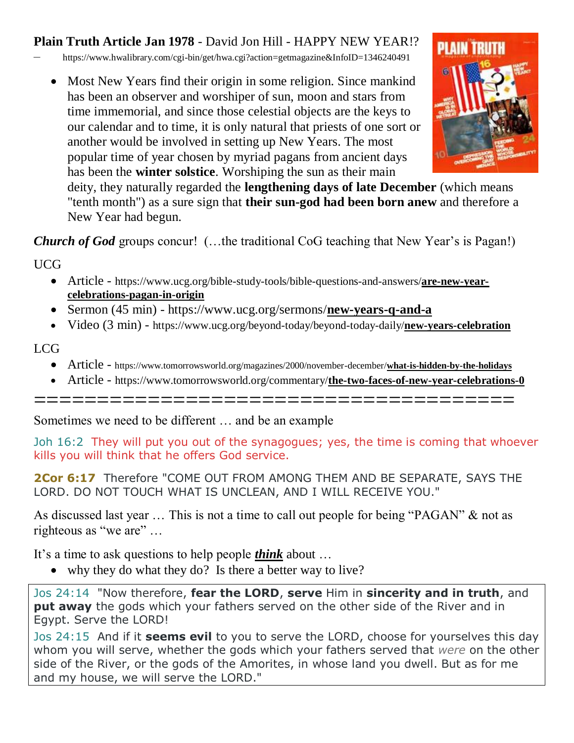**Plain Truth Article Jan 1978** - David Jon Hill - HAPPY NEW YEAR!?

– https://www.hwalibrary.com/cgi-bin/get/hwa.cgi?action=getmagazine&InfoID=1346240491

- Most New Years find their origin in some religion. Since mankind has been an observer and worshiper of sun, moon and stars from time immemorial, and since those celestial objects are the keys to our calendar and to time, it is only natural that priests of one sort or another would be involved in setting up New Years. The most popular time of year chosen by myriad pagans from ancient days has been the **winter solstice**. Worshiping the sun as their main deity, they naturally regarded the **lengthening days of late December** (which means "tenth month") as a sure sign that **their sun-god had been born anew** and therefore a New Year had begun.

***Church of God*** groups concur! (…the traditional CoG teaching that New Year's is Pagan!)

UCG

- Article - https://www.ucg.org/bible-study-tools/bible-questions-and-answers/**are-new-year-celebrations-pagan-in-origin**
- Sermon (45 min) - https://www.ucg.org/sermons/**new-years-q-and-a**
- Video (3 min) - https://www.ucg.org/beyond-today/beyond-today-daily/**new-years-celebration**

LCG

- Article - https://www.tomorrowsworld.org/magazines/2000/november-december/**what-is-hidden-by-the-holidays**
- Article - https://www.tomorrowsworld.org/commentary/**the-two-faces-of-new-year-celebrations-0**

========================================

Sometimes we need to be different … and be an example

Joh 16:2 They will put you out of the synagogues; yes, the time is coming that whoever kills you will think that he offers God service.

**2Cor 6:17** Therefore "COME OUT FROM AMONG THEM AND BE SEPARATE, SAYS THE LORD. DO NOT TOUCH WHAT IS UNCLEAN, AND I WILL RECEIVE YOU."

As discussed last year … This is not a time to call out people for being "PAGAN" & not as righteous as "we are" …

It's a time to ask questions to help people ***think*** about …

- why they do what they do? Is there a better way to live?

Jos 24:14 "Now therefore, **fear the LORD**, **serve** Him in **sincerity and in truth**, and **put away** the gods which your fathers served on the other side of the River and in Egypt. Serve the LORD!

Jos 24:15 And if it **seems evil** to you to serve the LORD, choose for yourselves this day whom you will serve, whether the gods which your fathers served that *were* on the other side of the River, or the gods of the Amorites, in whose land you dwell. But as for me and my house, we will serve the LORD."